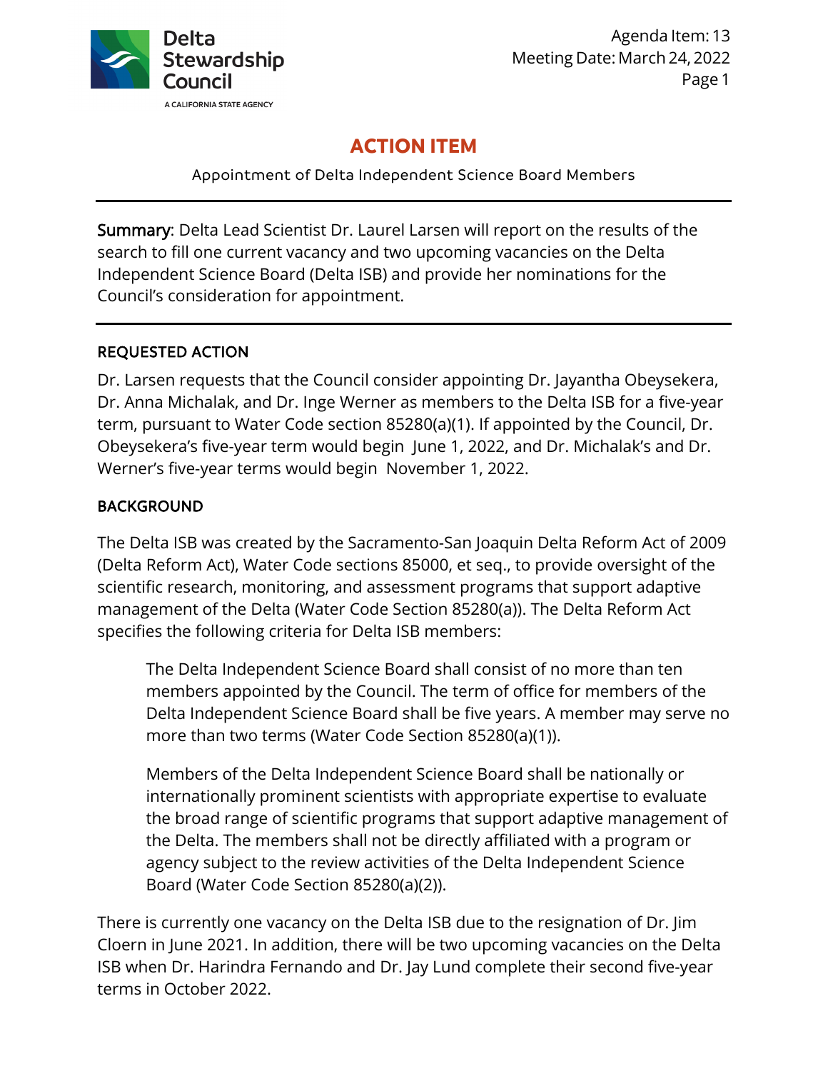Delta Stewardship Council

A CALIFORNIA STATE AGENCY

Agenda Item: 13
Meeting Date: March 24, 2022

# ACTION ITEM

Appointment of Delta Independent Science Board Members

---

**Summary**: Delta Lead Scientist Dr. Laurel Larsen will report on the results of the search to fill one current vacancy and two upcoming vacancies on the Delta Independent Science Board (Delta ISB) and provide her nominations for the Council's consideration for appointment.

---

## REQUESTED ACTION

Dr. Larsen requests that the Council consider appointing Dr. Jayantha Obeysekera, Dr. Anna Michalak, and Dr. Inge Werner as members to the Delta ISB for a five-year term, pursuant to Water Code section 85280(a)(1). If appointed by the Council, Dr. Obeysekera's five-year term would begin June 1, 2022, and Dr. Michalak's and Dr. Werner's five-year terms would begin November 1, 2022.

## BACKGROUND

The Delta ISB was created by the Sacramento-San Joaquin Delta Reform Act of 2009 (Delta Reform Act), Water Code sections 85000, et seq., to provide oversight of the scientific research, monitoring, and assessment programs that support adaptive management of the Delta (Water Code Section 85280(a)). The Delta Reform Act specifies the following criteria for Delta ISB members:

> The Delta Independent Science Board shall consist of no more than ten members appointed by the Council. The term of office for members of the Delta Independent Science Board shall be five years. A member may serve no more than two terms (Water Code Section 85280(a)(1)).
>
> Members of the Delta Independent Science Board shall be nationally or internationally prominent scientists with appropriate expertise to evaluate the broad range of scientific programs that support adaptive management of the Delta. The members shall not be directly affiliated with a program or agency subject to the review activities of the Delta Independent Science Board (Water Code Section 85280(a)(2)).

There is currently one vacancy on the Delta ISB due to the resignation of Dr. Jim Cloern in June 2021. In addition, there will be two upcoming vacancies on the Delta ISB when Dr. Harindra Fernando and Dr. Jay Lund complete their second five-year terms in October 2022.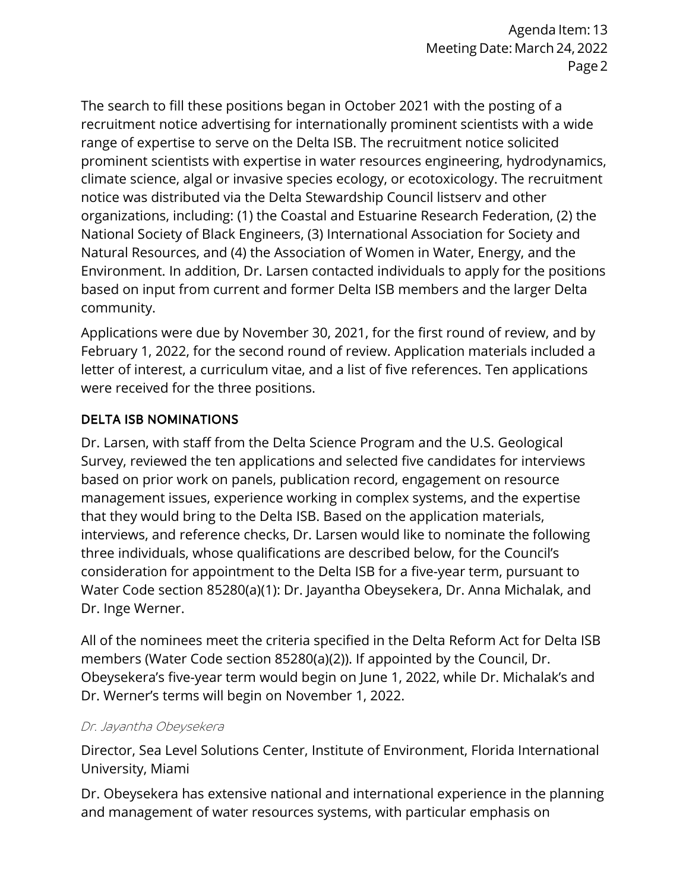The search to fill these positions began in October 2021 with the posting of a recruitment notice advertising for internationally prominent scientists with a wide range of expertise to serve on the Delta ISB. The recruitment notice solicited prominent scientists with expertise in water resources engineering, hydrodynamics, climate science, algal or invasive species ecology, or ecotoxicology. The recruitment notice was distributed via the Delta Stewardship Council listserv and other organizations, including: (1) the Coastal and Estuarine Research Federation, (2) the National Society of Black Engineers, (3) International Association for Society and Natural Resources, and (4) the Association of Women in Water, Energy, and the Environment. In addition, Dr. Larsen contacted individuals to apply for the positions based on input from current and former Delta ISB members and the larger Delta community.

Applications were due by November 30, 2021, for the first round of review, and by February 1, 2022, for the second round of review. Application materials included a letter of interest, a curriculum vitae, and a list of five references. Ten applications were received for the three positions.

## DELTA ISB NOMINATIONS

Dr. Larsen, with staff from the Delta Science Program and the U.S. Geological Survey, reviewed the ten applications and selected five candidates for interviews based on prior work on panels, publication record, engagement on resource management issues, experience working in complex systems, and the expertise that they would bring to the Delta ISB. Based on the application materials, interviews, and reference checks, Dr. Larsen would like to nominate the following three individuals, whose qualifications are described below, for the Council's consideration for appointment to the Delta ISB for a five-year term, pursuant to Water Code section 85280(a)(1): Dr. Jayantha Obeysekera, Dr. Anna Michalak, and Dr. Inge Werner.

All of the nominees meet the criteria specified in the Delta Reform Act for Delta ISB members (Water Code section 85280(a)(2)). If appointed by the Council, Dr. Obeysekera's five-year term would begin on June 1, 2022, while Dr. Michalak's and Dr. Werner's terms will begin on November 1, 2022.

### *Dr. Jayantha Obeysekera*

Director, Sea Level Solutions Center, Institute of Environment, Florida International University, Miami

Dr. Obeysekera has extensive national and international experience in the planning and management of water resources systems, with particular emphasis on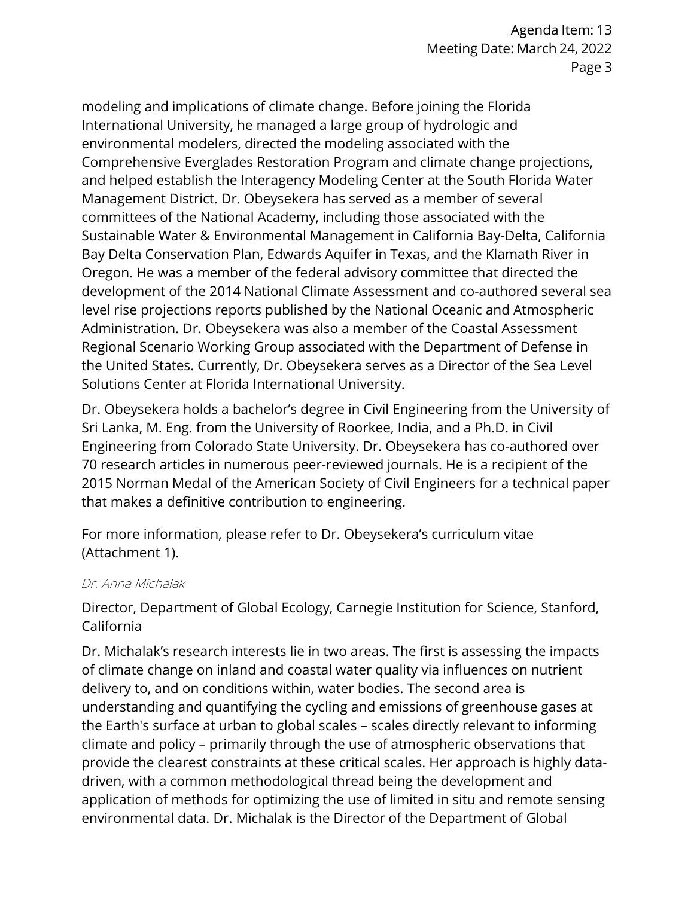modeling and implications of climate change. Before joining the Florida International University, he managed a large group of hydrologic and environmental modelers, directed the modeling associated with the Comprehensive Everglades Restoration Program and climate change projections, and helped establish the Interagency Modeling Center at the South Florida Water Management District. Dr. Obeysekera has served as a member of several committees of the National Academy, including those associated with the Sustainable Water & Environmental Management in California Bay-Delta, California Bay Delta Conservation Plan, Edwards Aquifer in Texas, and the Klamath River in Oregon. He was a member of the federal advisory committee that directed the development of the 2014 National Climate Assessment and co-authored several sea level rise projections reports published by the National Oceanic and Atmospheric Administration. Dr. Obeysekera was also a member of the Coastal Assessment Regional Scenario Working Group associated with the Department of Defense in the United States. Currently, Dr. Obeysekera serves as a Director of the Sea Level Solutions Center at Florida International University.

Dr. Obeysekera holds a bachelor's degree in Civil Engineering from the University of Sri Lanka, M. Eng. from the University of Roorkee, India, and a Ph.D. in Civil Engineering from Colorado State University. Dr. Obeysekera has co-authored over 70 research articles in numerous peer-reviewed journals. He is a recipient of the 2015 Norman Medal of the American Society of Civil Engineers for a technical paper that makes a definitive contribution to engineering.

For more information, please refer to Dr. Obeysekera's curriculum vitae (Attachment 1).

*Dr. Anna Michalak*

Director, Department of Global Ecology, Carnegie Institution for Science, Stanford, California

Dr. Michalak's research interests lie in two areas. The first is assessing the impacts of climate change on inland and coastal water quality via influences on nutrient delivery to, and on conditions within, water bodies. The second area is understanding and quantifying the cycling and emissions of greenhouse gases at the Earth's surface at urban to global scales – scales directly relevant to informing climate and policy – primarily through the use of atmospheric observations that provide the clearest constraints at these critical scales. Her approach is highly data-driven, with a common methodological thread being the development and application of methods for optimizing the use of limited in situ and remote sensing environmental data. Dr. Michalak is the Director of the Department of Global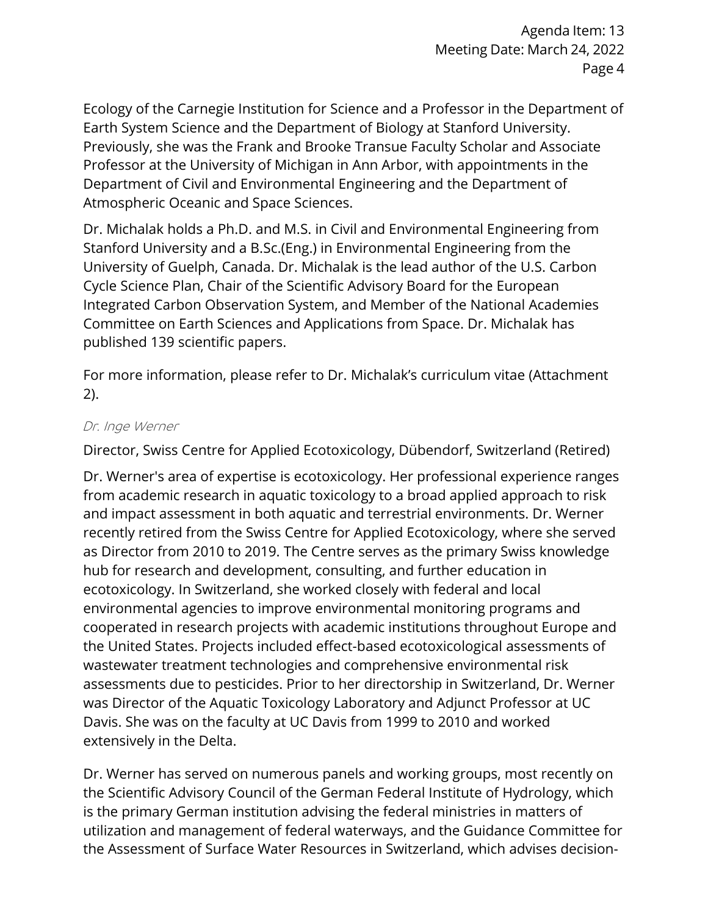Ecology of the Carnegie Institution for Science and a Professor in the Department of Earth System Science and the Department of Biology at Stanford University. Previously, she was the Frank and Brooke Transue Faculty Scholar and Associate Professor at the University of Michigan in Ann Arbor, with appointments in the Department of Civil and Environmental Engineering and the Department of Atmospheric Oceanic and Space Sciences.

Dr. Michalak holds a Ph.D. and M.S. in Civil and Environmental Engineering from Stanford University and a B.Sc.(Eng.) in Environmental Engineering from the University of Guelph, Canada. Dr. Michalak is the lead author of the U.S. Carbon Cycle Science Plan, Chair of the Scientific Advisory Board for the European Integrated Carbon Observation System, and Member of the National Academies Committee on Earth Sciences and Applications from Space. Dr. Michalak has published 139 scientific papers.

For more information, please refer to Dr. Michalak's curriculum vitae (Attachment 2).

#### *Dr. Inge Werner*

Director, Swiss Centre for Applied Ecotoxicology, Dübendorf, Switzerland (Retired)

Dr. Werner's area of expertise is ecotoxicology. Her professional experience ranges from academic research in aquatic toxicology to a broad applied approach to risk and impact assessment in both aquatic and terrestrial environments. Dr. Werner recently retired from the Swiss Centre for Applied Ecotoxicology, where she served as Director from 2010 to 2019. The Centre serves as the primary Swiss knowledge hub for research and development, consulting, and further education in ecotoxicology. In Switzerland, she worked closely with federal and local environmental agencies to improve environmental monitoring programs and cooperated in research projects with academic institutions throughout Europe and the United States. Projects included effect-based ecotoxicological assessments of wastewater treatment technologies and comprehensive environmental risk assessments due to pesticides. Prior to her directorship in Switzerland, Dr. Werner was Director of the Aquatic Toxicology Laboratory and Adjunct Professor at UC Davis. She was on the faculty at UC Davis from 1999 to 2010 and worked extensively in the Delta.

Dr. Werner has served on numerous panels and working groups, most recently on the Scientific Advisory Council of the German Federal Institute of Hydrology, which is the primary German institution advising the federal ministries in matters of utilization and management of federal waterways, and the Guidance Committee for the Assessment of Surface Water Resources in Switzerland, which advises decision-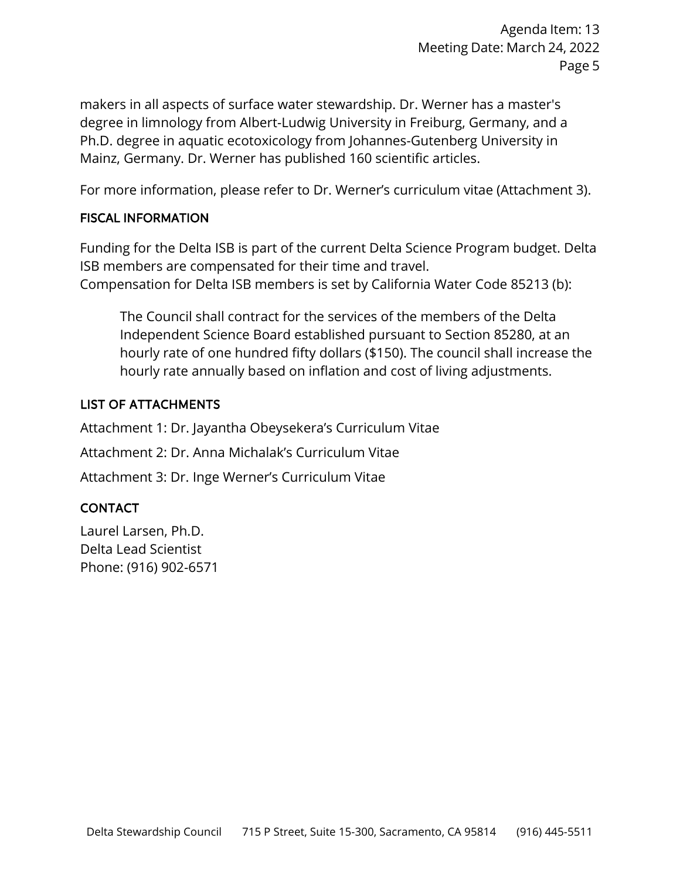makers in all aspects of surface water stewardship. Dr. Werner has a master's degree in limnology from Albert-Ludwig University in Freiburg, Germany, and a Ph.D. degree in aquatic ecotoxicology from Johannes-Gutenberg University in Mainz, Germany. Dr. Werner has published 160 scientific articles.

For more information, please refer to Dr. Werner's curriculum vitae (Attachment 3).

## FISCAL INFORMATION

Funding for the Delta ISB is part of the current Delta Science Program budget. Delta ISB members are compensated for their time and travel.
Compensation for Delta ISB members is set by California Water Code 85213 (b):

> The Council shall contract for the services of the members of the Delta Independent Science Board established pursuant to Section 85280, at an hourly rate of one hundred fifty dollars ($150). The council shall increase the hourly rate annually based on inflation and cost of living adjustments.

## LIST OF ATTACHMENTS

Attachment 1: Dr. Jayantha Obeysekera's Curriculum Vitae

Attachment 2: Dr. Anna Michalak's Curriculum Vitae

Attachment 3: Dr. Inge Werner's Curriculum Vitae

## CONTACT

Laurel Larsen, Ph.D.
Delta Lead Scientist
Phone: (916) 902-6571